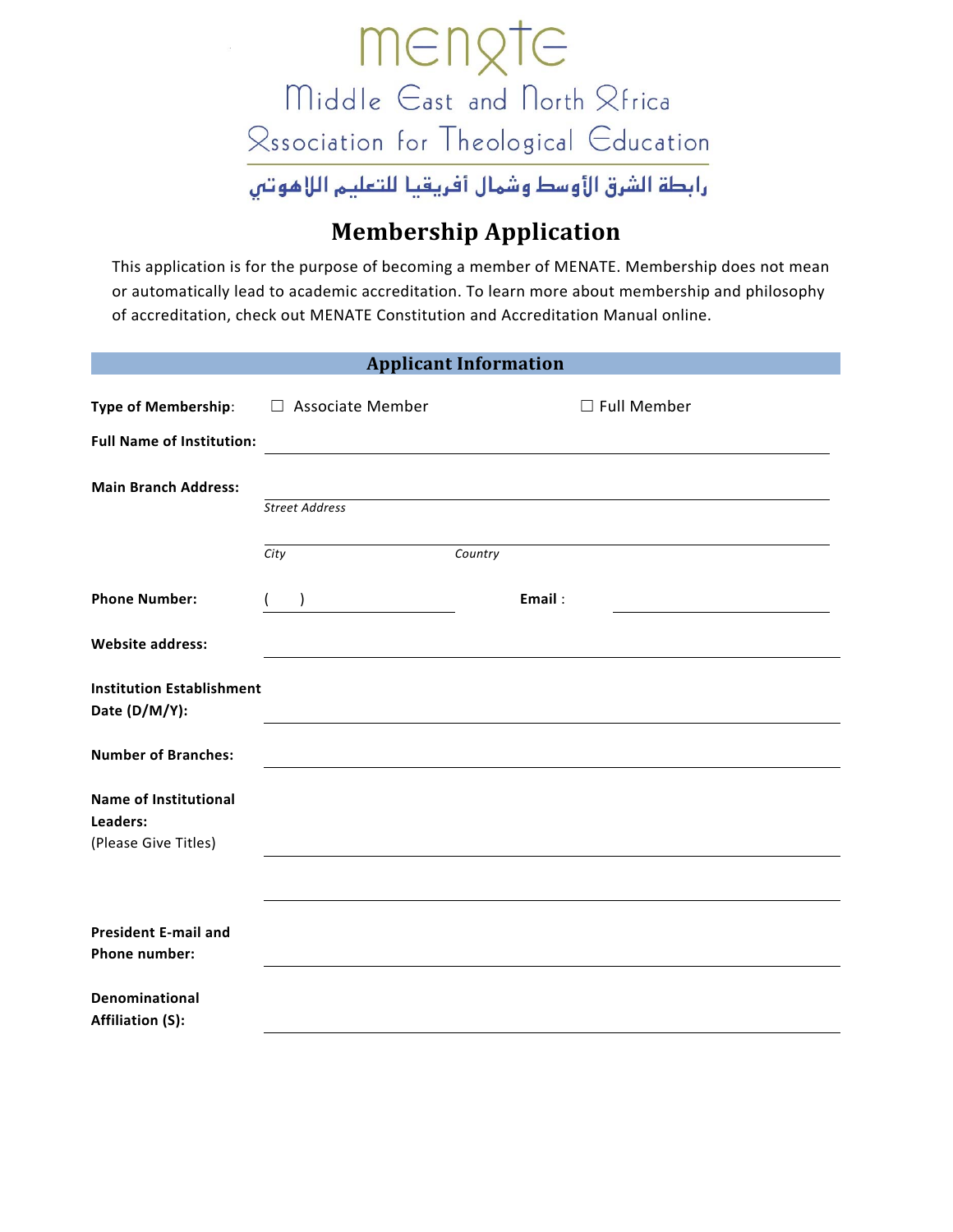menate

Middle East and North Africa

Association for Theological Education

رابطة الشرق الأوسط وشمال أفريقيا للتعليم اللاهوتي

# Membership Application

This application is for the purpose of becoming a member of MENATE. Membership does not mean or automatically lead to academic accreditation. To learn more about membership and philosophy of accreditation, check out MENATE Constitution and Accreditation Manual online.

## Applicant Information

**Type of Membership**: ☐ Associate Member ☐ Full Member

**Full Name of Institution:** ______________________________

**Main Branch Address:** ______________________________

*Street Address*

______________________________

*City* *Country*

**Phone Number:** (   ) ______________ **Email** : ______________

**Website address:** ______________________________

**Institution Establishment Date (D/M/Y):** ______________________________

**Number of Branches:** ______________________________

**Name of Institutional Leaders:**
(Please Give Titles) ______________________________

______________________________

**President E-mail and Phone number:** ______________________________

**Denominational Affiliation (S):** ______________________________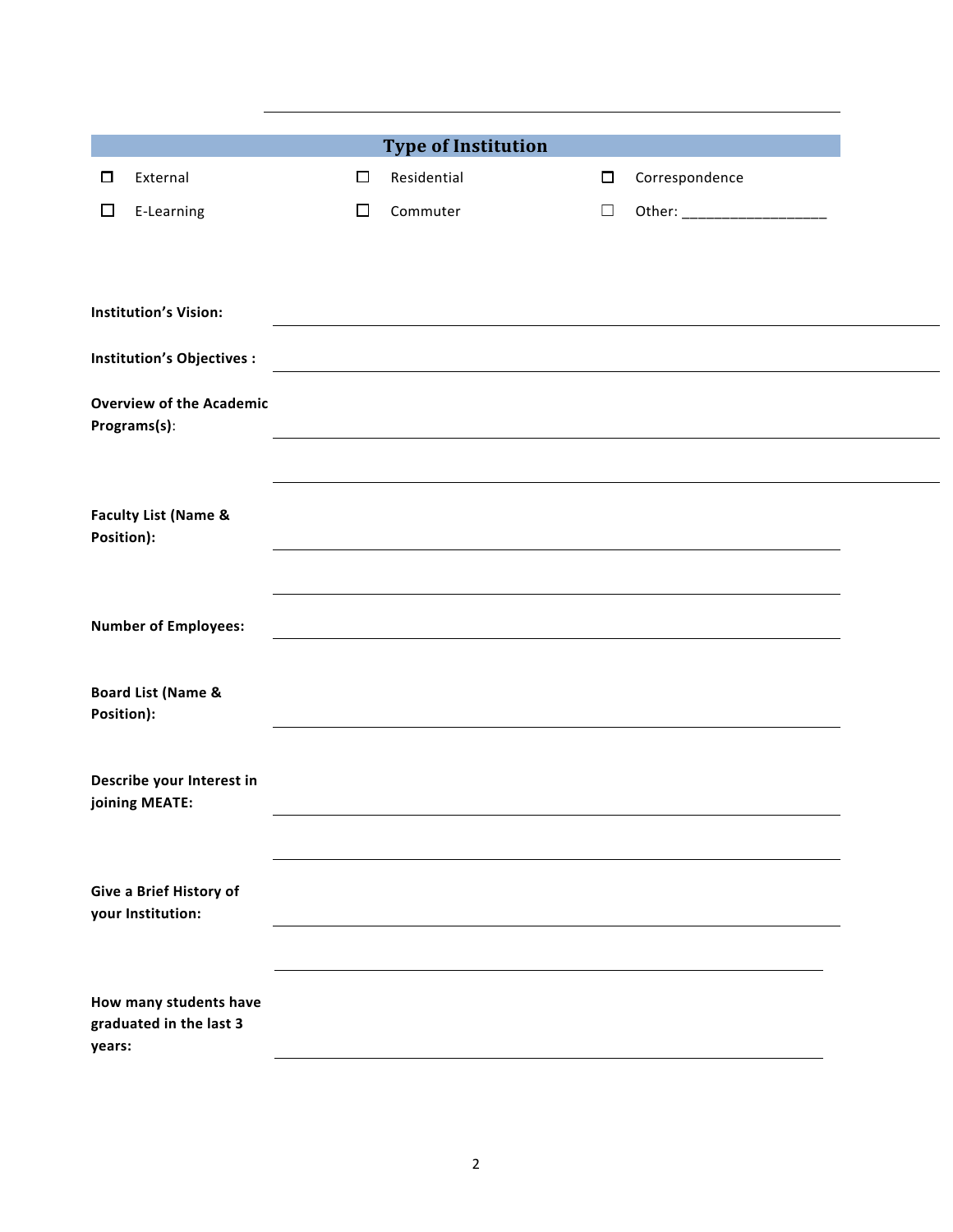## Type of Institution

| | | |
|---|---|---|
| ☐ External | ☐ Residential | ☐ Correspondence |
| ☐ E-Learning | ☐ Commuter | ☐ Other: __________________ |

**Institution's Vision:** ____________________________________________

**Institution's Objectives :** ____________________________________________

**Overview of the Academic Programs(s)**: ____________________________________________

____________________________________________

**Faculty List (Name & Position):** ____________________________________________

____________________________________________

**Number of Employees:** ____________________________________________

**Board List (Name & Position):** ____________________________________________

**Describe your Interest in joining MEATE:** ____________________________________________

____________________________________________

**Give a Brief History of your Institution:** ____________________________________________

____________________________________________

**How many students have graduated in the last 3 years:** ____________________________________________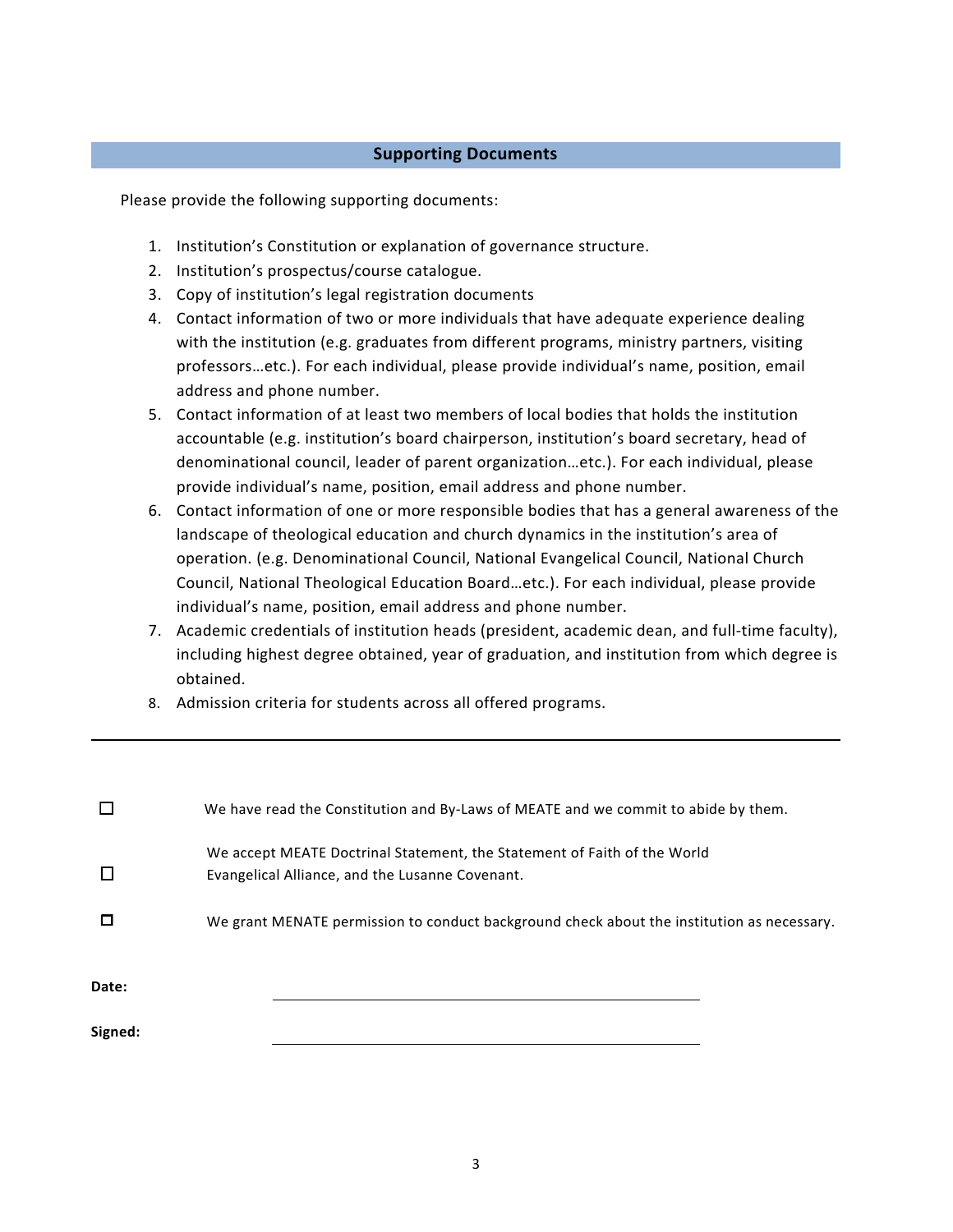## Supporting Documents

Please provide the following supporting documents:

1. Institution's Constitution or explanation of governance structure.
2. Institution's prospectus/course catalogue.
3. Copy of institution's legal registration documents
4. Contact information of two or more individuals that have adequate experience dealing with the institution (e.g. graduates from different programs, ministry partners, visiting professors…etc.). For each individual, please provide individual's name, position, email address and phone number.
5. Contact information of at least two members of local bodies that holds the institution accountable (e.g. institution's board chairperson, institution's board secretary, head of denominational council, leader of parent organization…etc.). For each individual, please provide individual's name, position, email address and phone number.
6. Contact information of one or more responsible bodies that has a general awareness of the landscape of theological education and church dynamics in the institution's area of operation. (e.g. Denominational Council, National Evangelical Council, National Church Council, National Theological Education Board…etc.). For each individual, please provide individual's name, position, email address and phone number.
7. Academic credentials of institution heads (president, academic dean, and full-time faculty), including highest degree obtained, year of graduation, and institution from which degree is obtained.
8. Admission criteria for students across all offered programs.

---

☐ We have read the Constitution and By-Laws of MEATE and we commit to abide by them.

☐ We accept MEATE Doctrinal Statement, the Statement of Faith of the World Evangelical Alliance, and the Lusanne Covenant.

☐ We grant MENATE permission to conduct background check about the institution as necessary.

**Date:** ______________________________

**Signed:** ______________________________